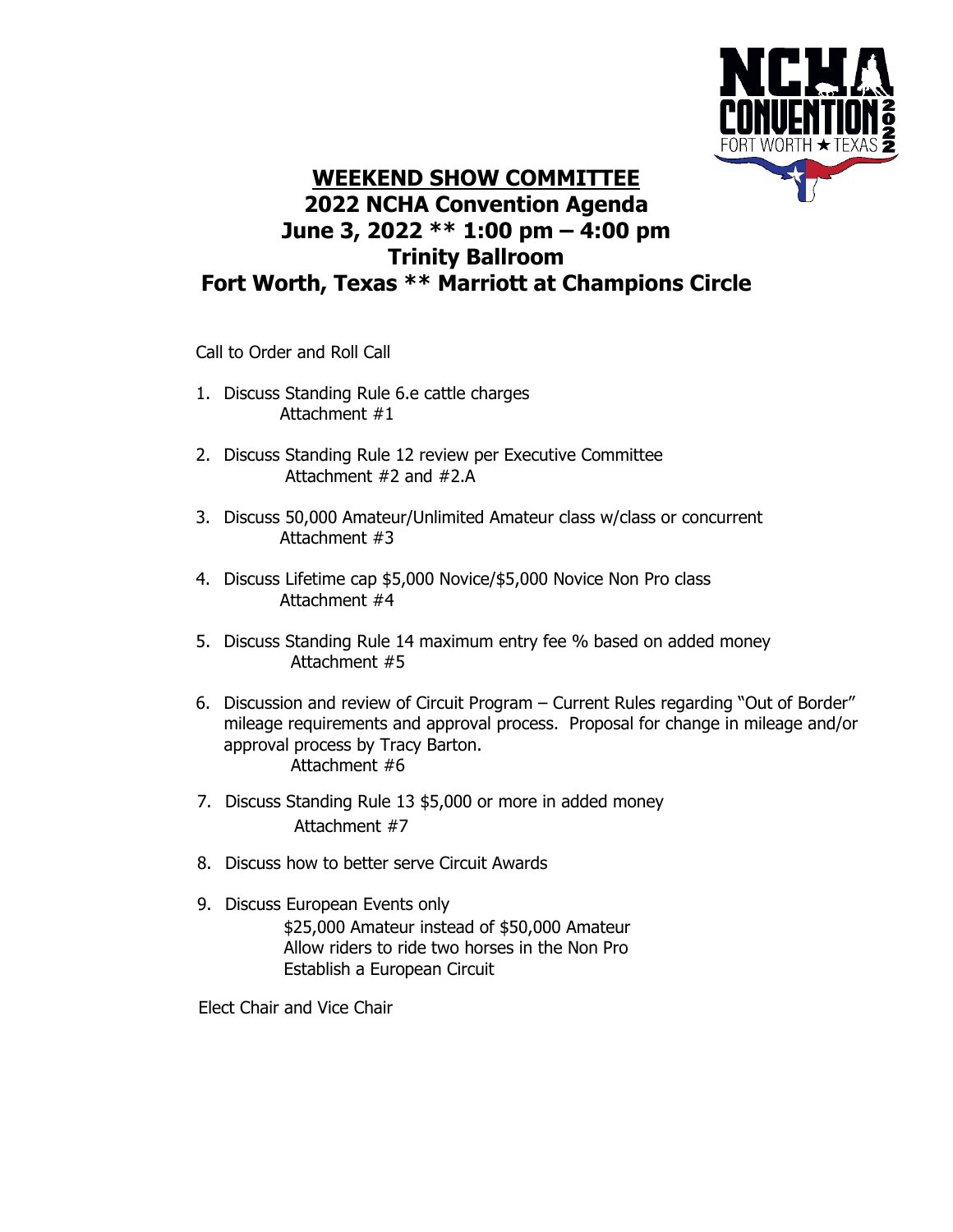# WEEKEND SHOW COMMITTEE

## 2022 NCHA Convention Agenda

## June 3, 2022 ** 1:00 pm – 4:00 pm

## Trinity Ballroom

## Fort Worth, Texas ** Marriott at Champions Circle

Call to Order and Roll Call

1. Discuss Standing Rule 6.e cattle charges
   Attachment #1

2. Discuss Standing Rule 12 review per Executive Committee
   Attachment #2 and #2.A

3. Discuss 50,000 Amateur/Unlimited Amateur class w/class or concurrent
   Attachment #3

4. Discuss Lifetime cap $5,000 Novice/$5,000 Novice Non Pro class
   Attachment #4

5. Discuss Standing Rule 14 maximum entry fee % based on added money
   Attachment #5

6. Discussion and review of Circuit Program – Current Rules regarding "Out of Border" mileage requirements and approval process. Proposal for change in mileage and/or approval process by Tracy Barton.
   Attachment #6

7. Discuss Standing Rule 13 $5,000 or more in added money
   Attachment #7

8. Discuss how to better serve Circuit Awards

9. Discuss European Events only
   $25,000 Amateur instead of $50,000 Amateur
   Allow riders to ride two horses in the Non Pro
   Establish a European Circuit

Elect Chair and Vice Chair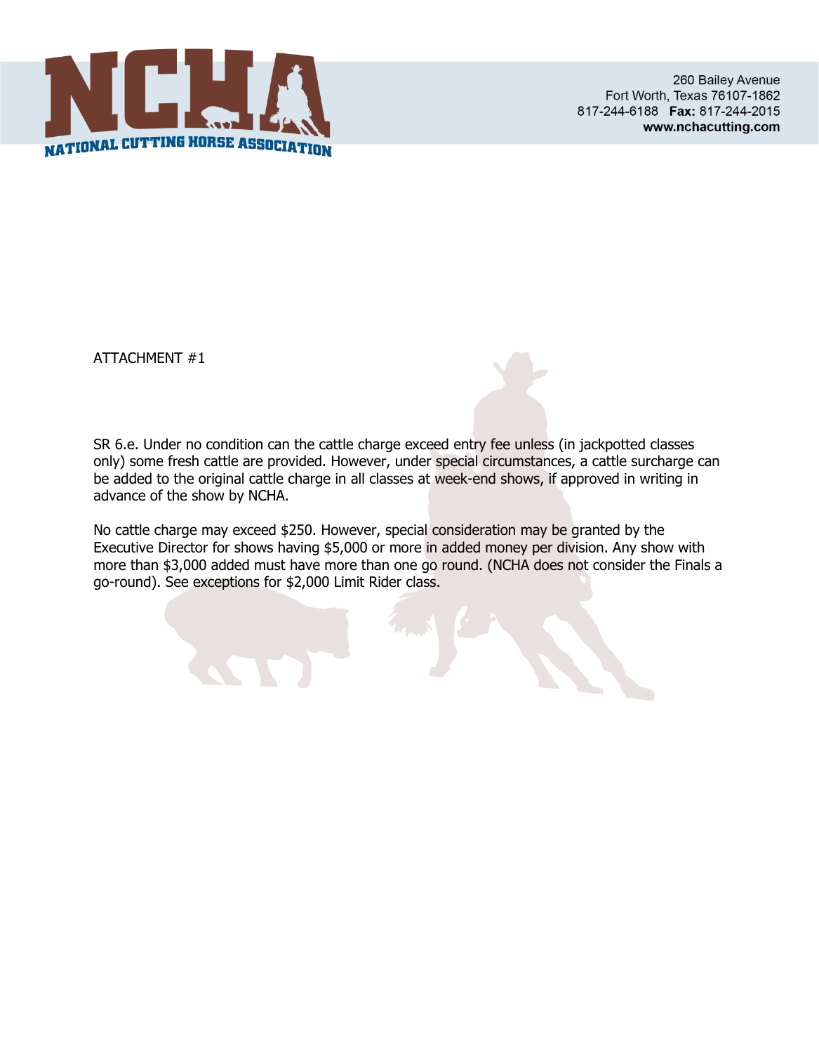ATTACHMENT #1

SR 6.e. Under no condition can the cattle charge exceed entry fee unless (in jackpotted classes only) some fresh cattle are provided. However, under special circumstances, a cattle surcharge can be added to the original cattle charge in all classes at week-end shows, if approved in writing in advance of the show by NCHA.

No cattle charge may exceed $250. However, special consideration may be granted by the Executive Director for shows having $5,000 or more in added money per division. Any show with more than $3,000 added must have more than one go round. (NCHA does not consider the Finals a go-round). See exceptions for $2,000 Limit Rider class.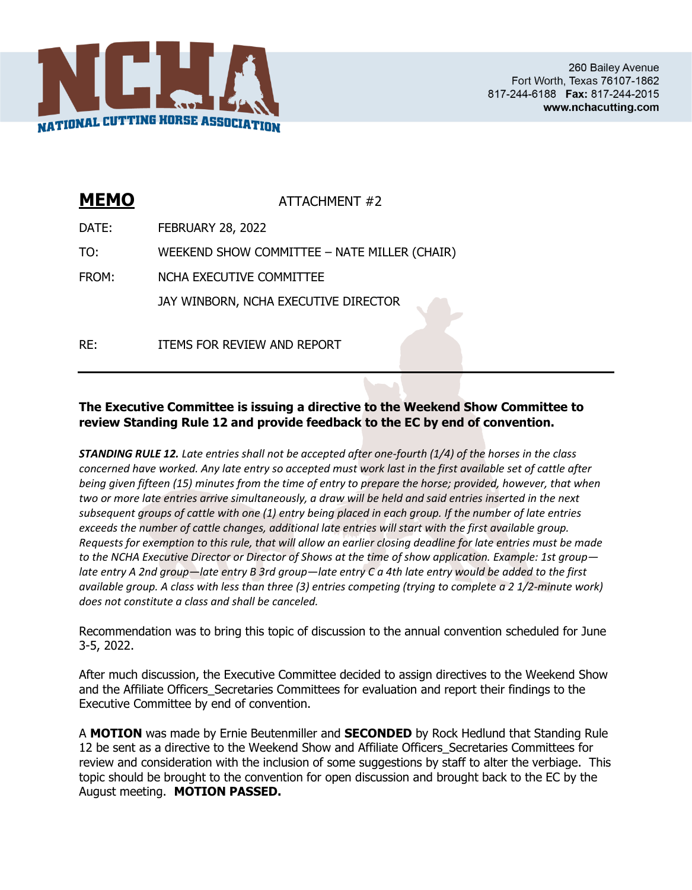NATIONAL CUTTING HORSE ASSOCIATION

260 Bailey Avenue
Fort Worth, Texas 76107-1862
817-244-6188 **Fax:** 817-244-2015
**www.nchacutting.com**

# MEMO

ATTACHMENT #2

DATE: FEBRUARY 28, 2022

TO: WEEKEND SHOW COMMITTEE – NATE MILLER (CHAIR)

FROM: NCHA EXECUTIVE COMMITTEE

JAY WINBORN, NCHA EXECUTIVE DIRECTOR

RE: ITEMS FOR REVIEW AND REPORT

---

**The Executive Committee is issuing a directive to the Weekend Show Committee to review Standing Rule 12 and provide feedback to the EC by end of convention.**

***STANDING RULE 12.*** *Late entries shall not be accepted after one-fourth (1/4) of the horses in the class concerned have worked. Any late entry so accepted must work last in the first available set of cattle after being given fifteen (15) minutes from the time of entry to prepare the horse; provided, however, that when two or more late entries arrive simultaneously, a draw will be held and said entries inserted in the next subsequent groups of cattle with one (1) entry being placed in each group. If the number of late entries exceeds the number of cattle changes, additional late entries will start with the first available group. Requests for exemption to this rule, that will allow an earlier closing deadline for late entries must be made to the NCHA Executive Director or Director of Shows at the time of show application. Example: 1st group—late entry A 2nd group—late entry B 3rd group—late entry C a 4th late entry would be added to the first available group. A class with less than three (3) entries competing (trying to complete a 2 1/2-minute work) does not constitute a class and shall be canceled.*

Recommendation was to bring this topic of discussion to the annual convention scheduled for June 3-5, 2022.

After much discussion, the Executive Committee decided to assign directives to the Weekend Show and the Affiliate Officers_Secretaries Committees for evaluation and report their findings to the Executive Committee by end of convention.

A **MOTION** was made by Ernie Beutenmiller and **SECONDED** by Rock Hedlund that Standing Rule 12 be sent as a directive to the Weekend Show and Affiliate Officers_Secretaries Committees for review and consideration with the inclusion of some suggestions by staff to alter the verbiage. This topic should be brought to the convention for open discussion and brought back to the EC by the August meeting. **MOTION PASSED.**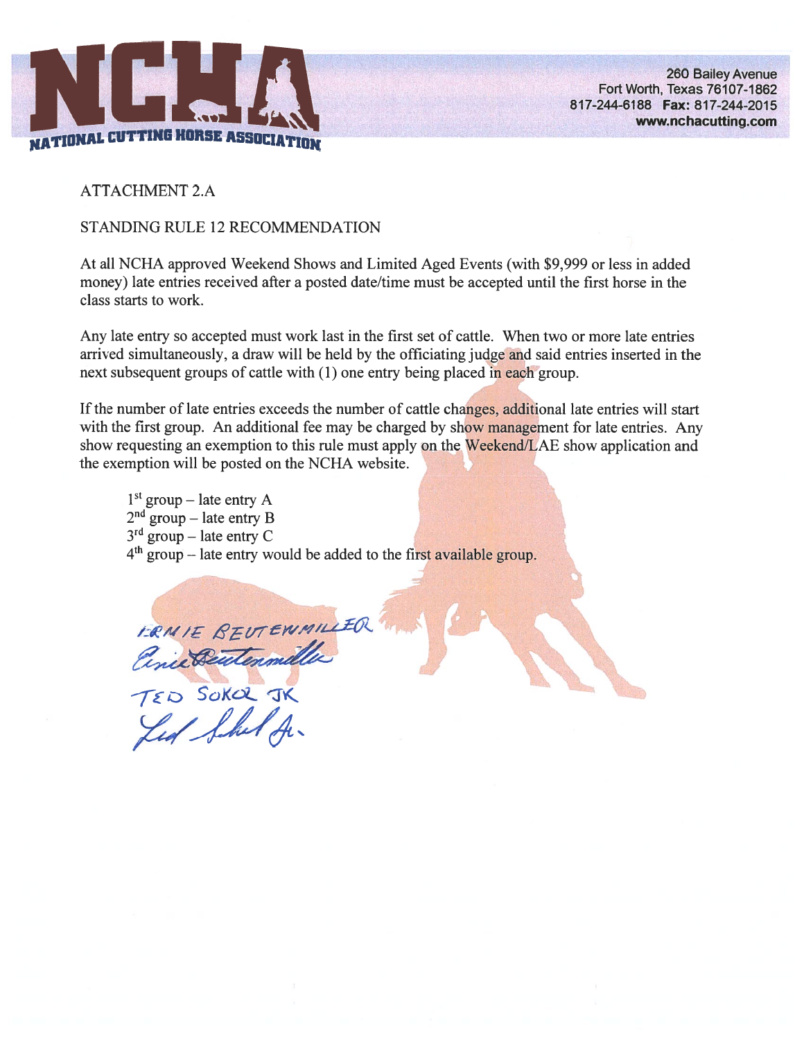NATIONAL CUTTING HORSE ASSOCIATION

260 Bailey Avenue
Fort Worth, Texas 76107-1862
817-244-6188 **Fax:** 817-244-2015
**www.nchacutting.com**

ATTACHMENT 2.A

STANDING RULE 12 RECOMMENDATION

At all NCHA approved Weekend Shows and Limited Aged Events (with $9,999 or less in added money) late entries received after a posted date/time must be accepted until the first horse in the class starts to work.

Any late entry so accepted must work last in the first set of cattle. When two or more late entries arrived simultaneously, a draw will be held by the officiating judge and said entries inserted in the next subsequent groups of cattle with (1) one entry being placed in each group.

If the number of late entries exceeds the number of cattle changes, additional late entries will start with the first group. An additional fee may be charged by show management for late entries. Any show requesting an exemption to this rule must apply on the Weekend/LAE show application and the exemption will be posted on the NCHA website.

1st group – late entry A
2nd group – late entry B
3rd group – late entry C
4th group – late entry would be added to the first available group.

ERNIE BEUTENMILLER
Ernie Beutenmiller

TED SOKOL JR
Ted Sokol Jr.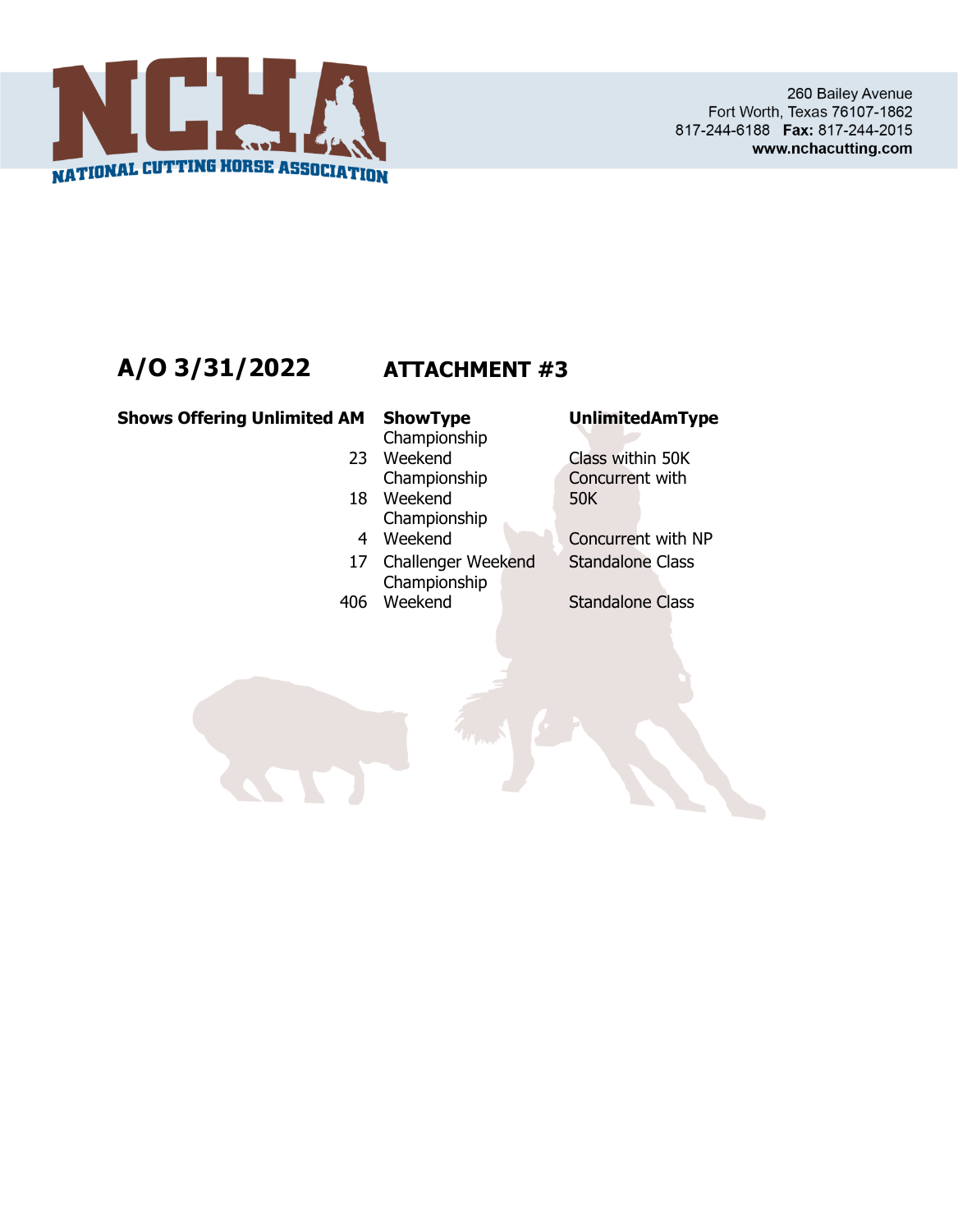NATIONAL CUTTING HORSE ASSOCIATION

260 Bailey Avenue
Fort Worth, Texas 76107-1862
817-244-6188 **Fax:** 817-244-2015
**www.nchacutting.com**

## A/O 3/31/2022 ATTACHMENT #3

| Shows Offering Unlimited AM | ShowType | UnlimitedAmType |
|---|---|---|
| 23 | Championship Weekend | Class within 50K |
| 18 | Championship Weekend | Concurrent with 50K |
| 4 | Championship Weekend | Concurrent with NP |
| 17 | Challenger Weekend | Standalone Class |
| 406 | Championship Weekend | Standalone Class |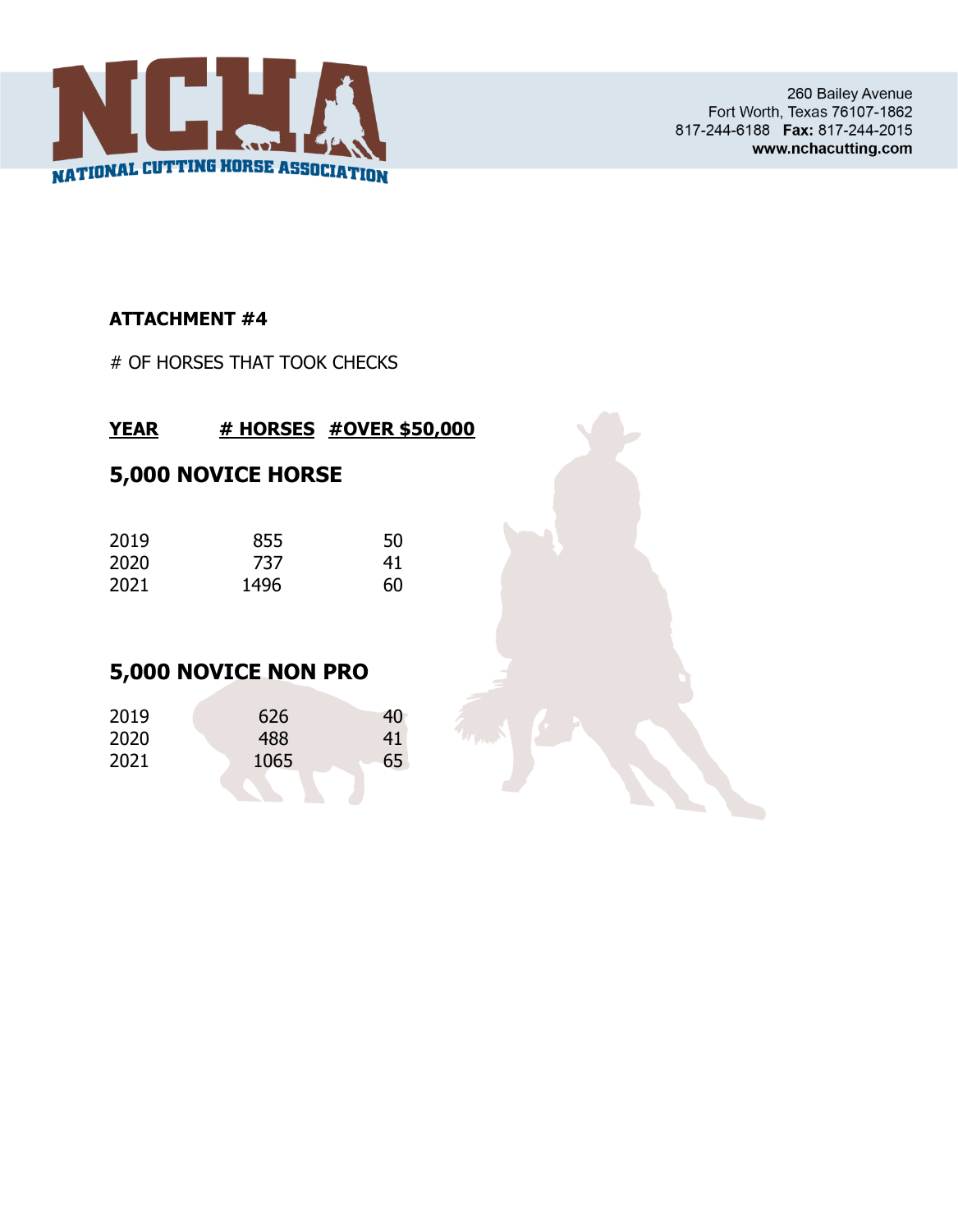**ATTACHMENT #4**

# OF HORSES THAT TOOK CHECKS

| YEAR | # HORSES | #OVER $50,000 |
|---|---|---|
| **5,000 NOVICE HORSE** | | |
| 2019 | 855 | 50 |
| 2020 | 737 | 41 |
| 2021 | 1496 | 60 |
| **5,000 NOVICE NON PRO** | | |
| 2019 | 626 | 40 |
| 2020 | 488 | 41 |
| 2021 | 1065 | 65 |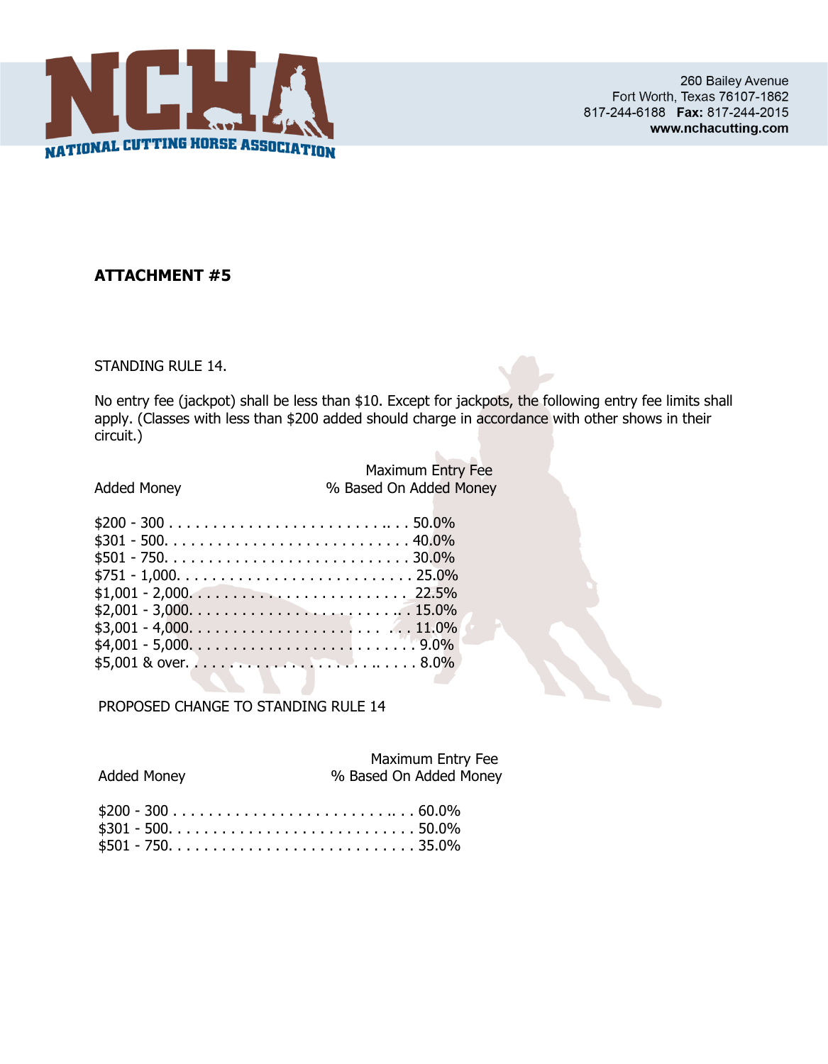# ATTACHMENT #5

STANDING RULE 14.

No entry fee (jackpot) shall be less than $10. Except for jackpots, the following entry fee limits shall apply. (Classes with less than $200 added should charge in accordance with other shows in their circuit.)

| Added Money | Maximum Entry Fee % Based On Added Money |
|---|---|
| $200 - 300 | 50.0% |
| $301 - 500 | 40.0% |
| $501 - 750 | 30.0% |
| $751 - 1,000 | 25.0% |
| $1,001 - 2,000 | 22.5% |
| $2,001 - 3,000 | 15.0% |
| $3,001 - 4,000 | 11.0% |
| $4,001 - 5,000 | 9.0% |
| $5,001 & over | 8.0% |

PROPOSED CHANGE TO STANDING RULE 14

| Added Money | Maximum Entry Fee % Based On Added Money |
|---|---|
| $200 - 300 | 60.0% |
| $301 - 500 | 50.0% |
| $501 - 750 | 35.0% |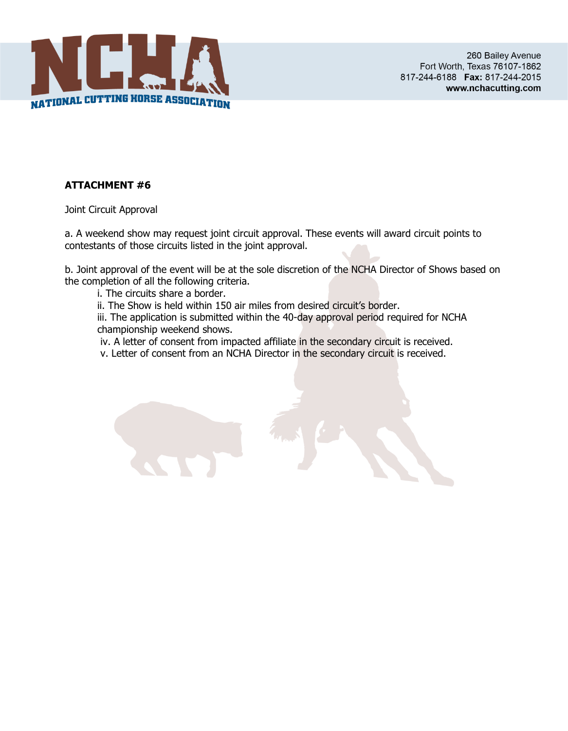**ATTACHMENT #6**

Joint Circuit Approval

a. A weekend show may request joint circuit approval. These events will award circuit points to contestants of those circuits listed in the joint approval.

b. Joint approval of the event will be at the sole discretion of the NCHA Director of Shows based on the completion of all the following criteria.

i. The circuits share a border.

ii. The Show is held within 150 air miles from desired circuit's border.

iii. The application is submitted within the 40-day approval period required for NCHA championship weekend shows.

iv. A letter of consent from impacted affiliate in the secondary circuit is received.

v. Letter of consent from an NCHA Director in the secondary circuit is received.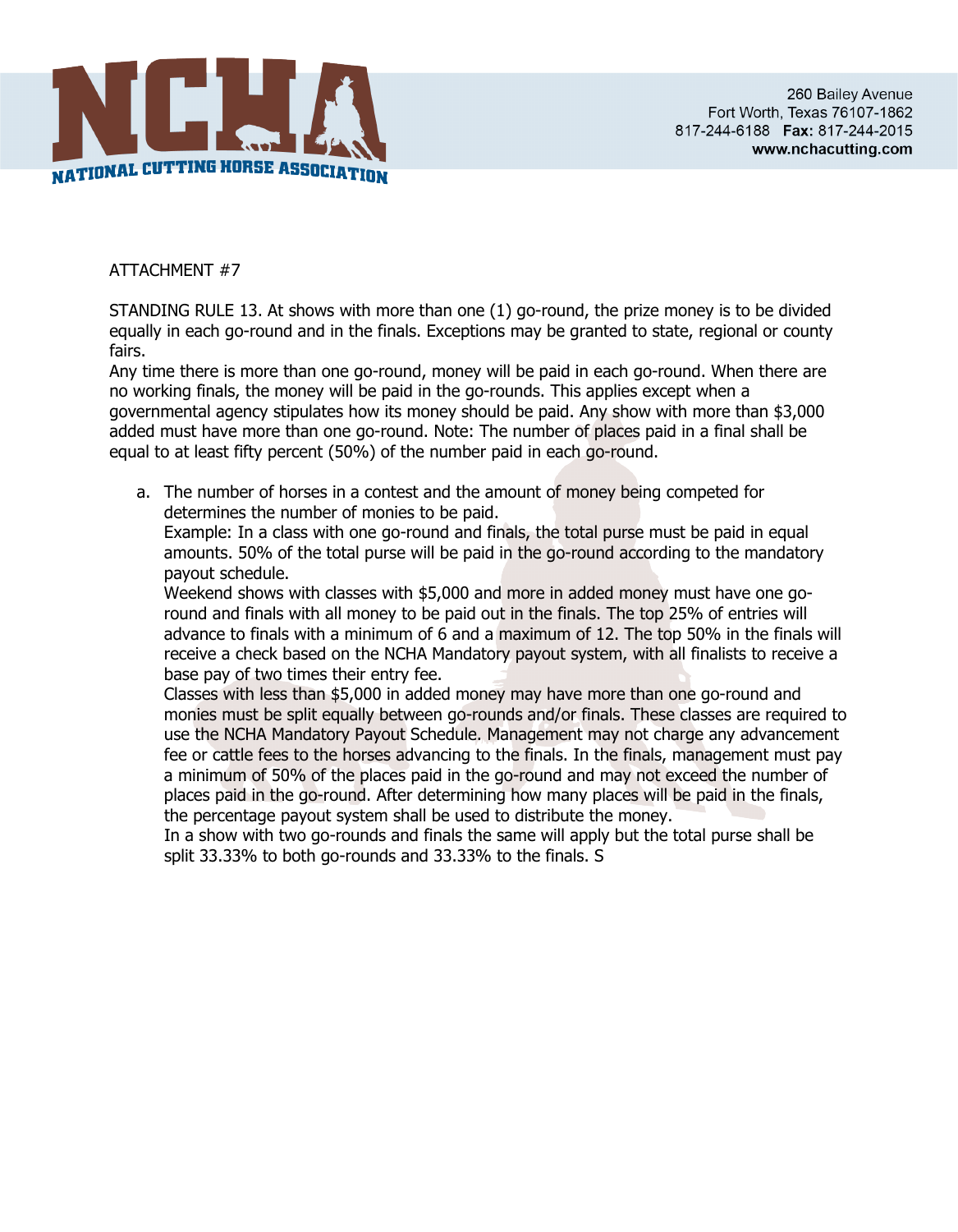ATTACHMENT #7

STANDING RULE 13. At shows with more than one (1) go-round, the prize money is to be divided equally in each go-round and in the finals. Exceptions may be granted to state, regional or county fairs.

Any time there is more than one go-round, money will be paid in each go-round. When there are no working finals, the money will be paid in the go-rounds. This applies except when a governmental agency stipulates how its money should be paid. Any show with more than $3,000 added must have more than one go-round. Note: The number of places paid in a final shall be equal to at least fifty percent (50%) of the number paid in each go-round.

a. The number of horses in a contest and the amount of money being competed for determines the number of monies to be paid.

   Example: In a class with one go-round and finals, the total purse must be paid in equal amounts. 50% of the total purse will be paid in the go-round according to the mandatory payout schedule.

   Weekend shows with classes with $5,000 and more in added money must have one go-round and finals with all money to be paid out in the finals. The top 25% of entries will advance to finals with a minimum of 6 and a maximum of 12. The top 50% in the finals will receive a check based on the NCHA Mandatory payout system, with all finalists to receive a base pay of two times their entry fee.

   Classes with less than $5,000 in added money may have more than one go-round and monies must be split equally between go-rounds and/or finals. These classes are required to use the NCHA Mandatory Payout Schedule. Management may not charge any advancement fee or cattle fees to the horses advancing to the finals. In the finals, management must pay a minimum of 50% of the places paid in the go-round and may not exceed the number of places paid in the go-round. After determining how many places will be paid in the finals, the percentage payout system shall be used to distribute the money.

   In a show with two go-rounds and finals the same will apply but the total purse shall be split 33.33% to both go-rounds and 33.33% to the finals. S